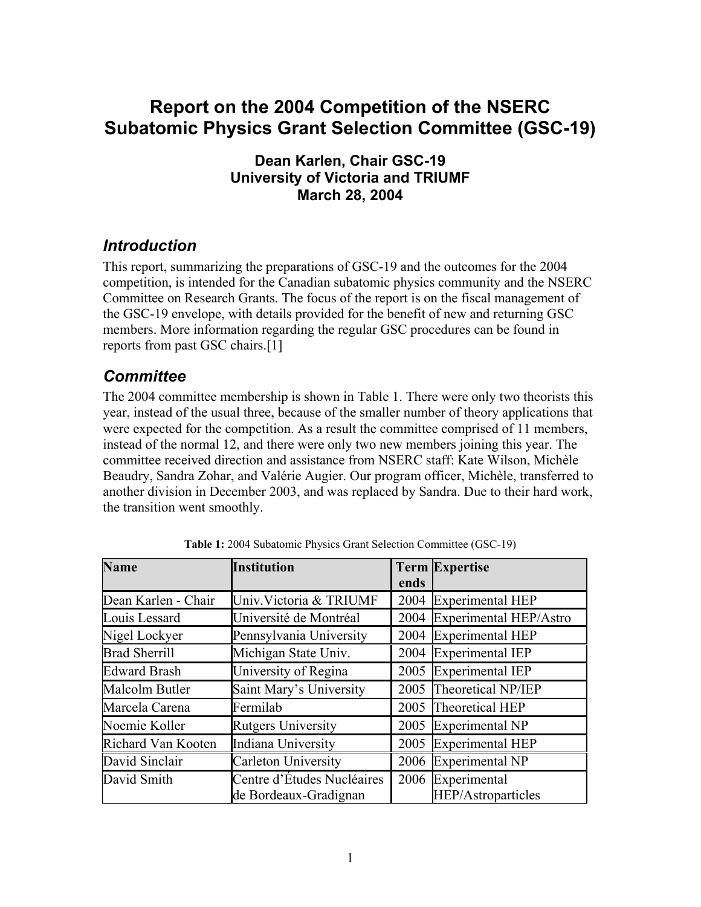# Report on the 2004 Competition of the NSERC Subatomic Physics Grant Selection Committee (GSC-19)

**Dean Karlen, Chair GSC-19**
**University of Victoria and TRIUMF**
**March 28, 2004**

## *Introduction*

This report, summarizing the preparations of GSC-19 and the outcomes for the 2004 competition, is intended for the Canadian subatomic physics community and the NSERC Committee on Research Grants. The focus of the report is on the fiscal management of the GSC-19 envelope, with details provided for the benefit of new and returning GSC members. More information regarding the regular GSC procedures can be found in reports from past GSC chairs.[1]

## *Committee*

The 2004 committee membership is shown in Table 1. There were only two theorists this year, instead of the usual three, because of the smaller number of theory applications that were expected for the competition. As a result the committee comprised of 11 members, instead of the normal 12, and there were only two new members joining this year. The committee received direction and assistance from NSERC staff: Kate Wilson, Michèle Beaudry, Sandra Zohar, and Valérie Augier. Our program officer, Michèle, transferred to another division in December 2003, and was replaced by Sandra. Due to their hard work, the transition went smoothly.

**Table 1:** 2004 Subatomic Physics Grant Selection Committee (GSC-19)

| Name | Institution | Term ends | Expertise |
|---|---|---|---|
| Dean Karlen - Chair | Univ.Victoria & TRIUMF | 2004 | Experimental HEP |
| Louis Lessard | Université de Montréal | 2004 | Experimental HEP/Astro |
| Nigel Lockyer | Pennsylvania University | 2004 | Experimental HEP |
| Brad Sherrill | Michigan State Univ. | 2004 | Experimental IEP |
| Edward Brash | University of Regina | 2005 | Experimental IEP |
| Malcolm Butler | Saint Mary's University | 2005 | Theoretical NP/IEP |
| Marcela Carena | Fermilab | 2005 | Theoretical HEP |
| Noemie Koller | Rutgers University | 2005 | Experimental NP |
| Richard Van Kooten | Indiana University | 2005 | Experimental HEP |
| David Sinclair | Carleton University | 2006 | Experimental NP |
| David Smith | Centre d'Études Nucléaires de Bordeaux-Gradignan | 2006 | Experimental HEP/Astroparticles |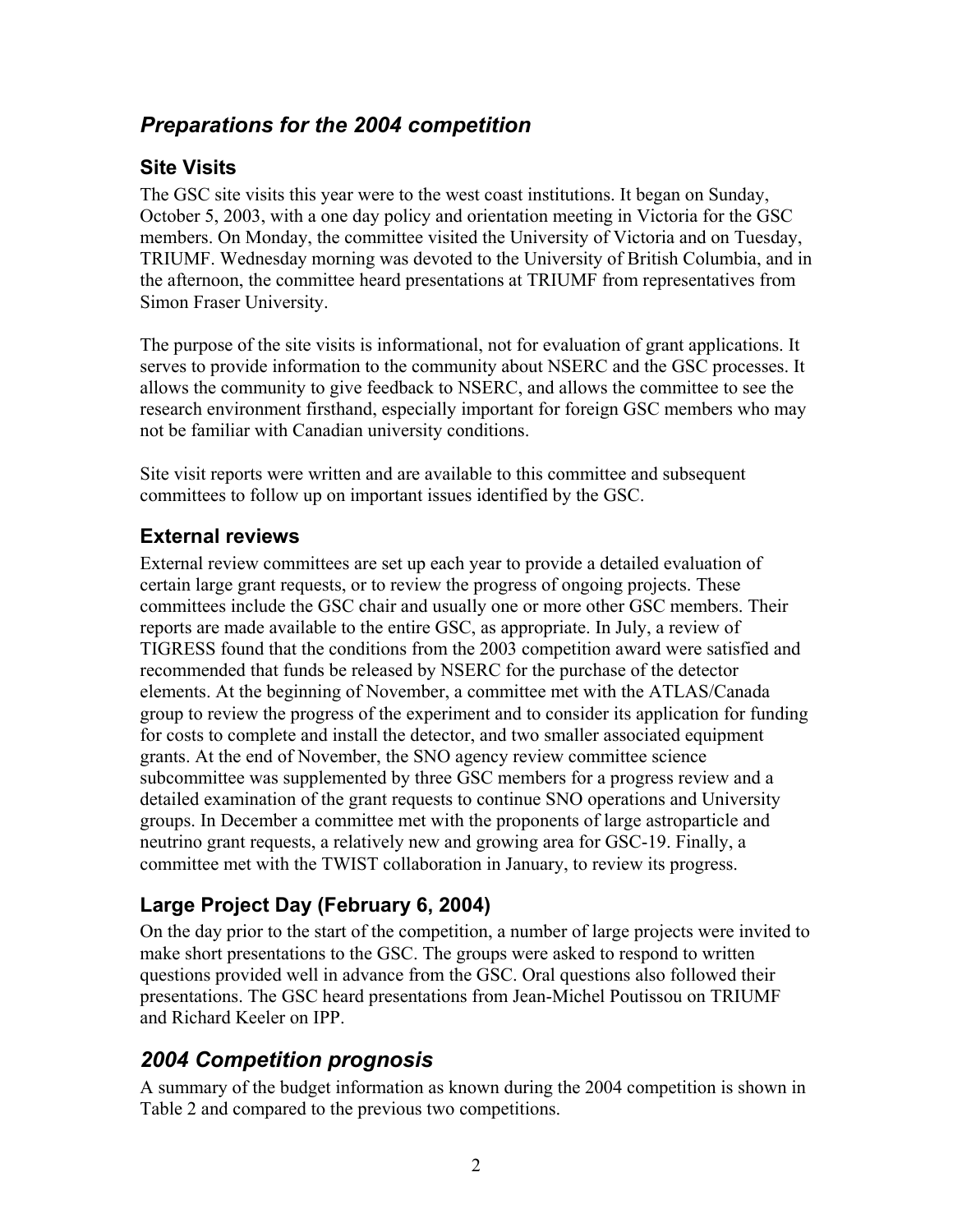## *Preparations for the 2004 competition*

### Site Visits

The GSC site visits this year were to the west coast institutions. It began on Sunday, October 5, 2003, with a one day policy and orientation meeting in Victoria for the GSC members. On Monday, the committee visited the University of Victoria and on Tuesday, TRIUMF. Wednesday morning was devoted to the University of British Columbia, and in the afternoon, the committee heard presentations at TRIUMF from representatives from Simon Fraser University.

The purpose of the site visits is informational, not for evaluation of grant applications. It serves to provide information to the community about NSERC and the GSC processes. It allows the community to give feedback to NSERC, and allows the committee to see the research environment firsthand, especially important for foreign GSC members who may not be familiar with Canadian university conditions.

Site visit reports were written and are available to this committee and subsequent committees to follow up on important issues identified by the GSC.

### External reviews

External review committees are set up each year to provide a detailed evaluation of certain large grant requests, or to review the progress of ongoing projects. These committees include the GSC chair and usually one or more other GSC members. Their reports are made available to the entire GSC, as appropriate. In July, a review of TIGRESS found that the conditions from the 2003 competition award were satisfied and recommended that funds be released by NSERC for the purchase of the detector elements. At the beginning of November, a committee met with the ATLAS/Canada group to review the progress of the experiment and to consider its application for funding for costs to complete and install the detector, and two smaller associated equipment grants. At the end of November, the SNO agency review committee science subcommittee was supplemented by three GSC members for a progress review and a detailed examination of the grant requests to continue SNO operations and University groups. In December a committee met with the proponents of large astroparticle and neutrino grant requests, a relatively new and growing area for GSC-19. Finally, a committee met with the TWIST collaboration in January, to review its progress.

### Large Project Day (February 6, 2004)

On the day prior to the start of the competition, a number of large projects were invited to make short presentations to the GSC. The groups were asked to respond to written questions provided well in advance from the GSC. Oral questions also followed their presentations. The GSC heard presentations from Jean-Michel Poutissou on TRIUMF and Richard Keeler on IPP.

## *2004 Competition prognosis*

A summary of the budget information as known during the 2004 competition is shown in Table 2 and compared to the previous two competitions.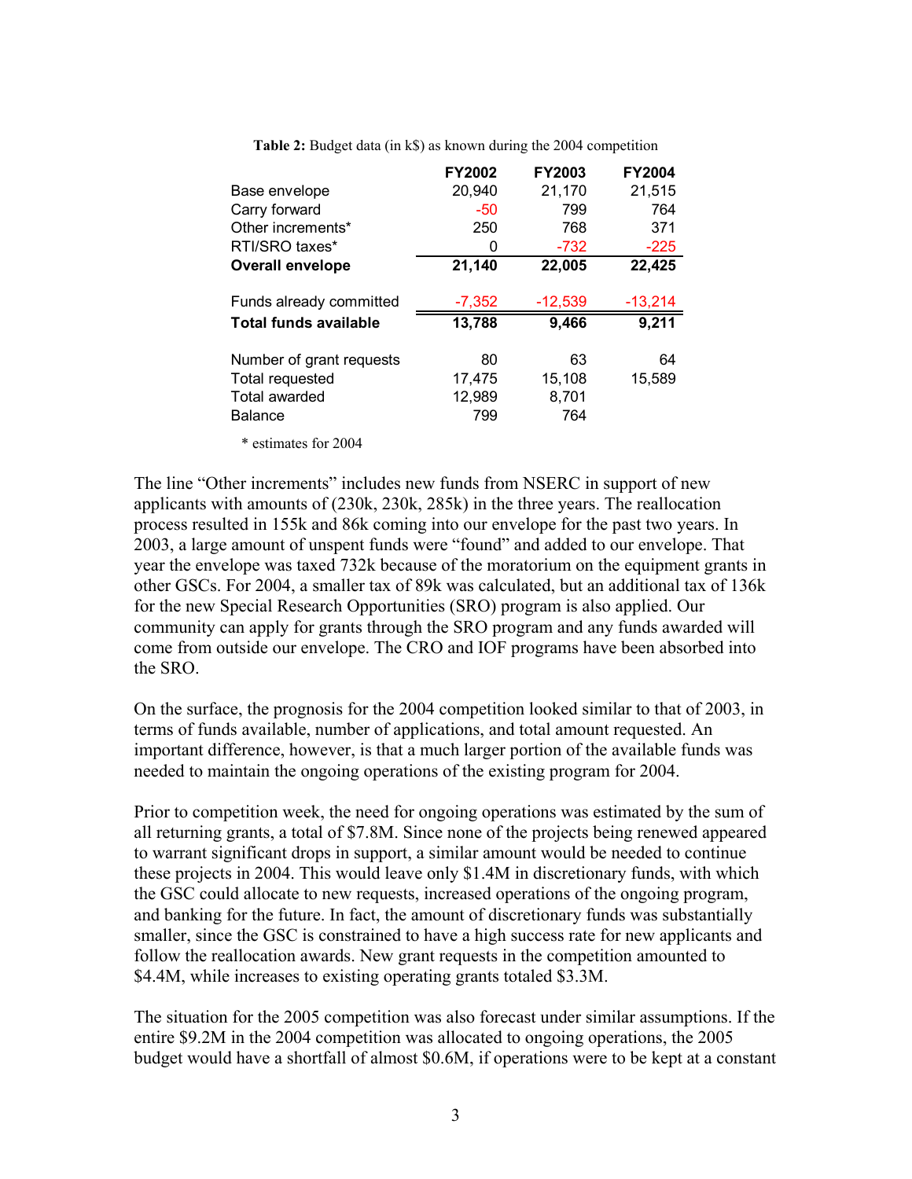**Table 2:** Budget data (in k$) as known during the 2004 competition

| | FY2002 | FY2003 | FY2004 |
|---|---|---|---|
| Base envelope | 20,940 | 21,170 | 21,515 |
| Carry forward | -50 | 799 | 764 |
| Other increments* | 250 | 768 | 371 |
| RTI/SRO taxes* | 0 | -732 | -225 |
| **Overall envelope** | **21,140** | **22,005** | **22,425** |
| | | | |
| Funds already committed | -7,352 | -12,539 | -13,214 |
| **Total funds available** | **13,788** | **9,466** | **9,211** |
| | | | |
| Number of grant requests | 80 | 63 | 64 |
| Total requested | 17,475 | 15,108 | 15,589 |
| Total awarded | 12,989 | 8,701 | |
| Balance | 799 | 764 | |

\* estimates for 2004

The line "Other increments" includes new funds from NSERC in support of new applicants with amounts of (230k, 230k, 285k) in the three years. The reallocation process resulted in 155k and 86k coming into our envelope for the past two years. In 2003, a large amount of unspent funds were "found" and added to our envelope. That year the envelope was taxed 732k because of the moratorium on the equipment grants in other GSCs. For 2004, a smaller tax of 89k was calculated, but an additional tax of 136k for the new Special Research Opportunities (SRO) program is also applied. Our community can apply for grants through the SRO program and any funds awarded will come from outside our envelope. The CRO and IOF programs have been absorbed into the SRO.

On the surface, the prognosis for the 2004 competition looked similar to that of 2003, in terms of funds available, number of applications, and total amount requested. An important difference, however, is that a much larger portion of the available funds was needed to maintain the ongoing operations of the existing program for 2004.

Prior to competition week, the need for ongoing operations was estimated by the sum of all returning grants, a total of $7.8M. Since none of the projects being renewed appeared to warrant significant drops in support, a similar amount would be needed to continue these projects in 2004. This would leave only $1.4M in discretionary funds, with which the GSC could allocate to new requests, increased operations of the ongoing program, and banking for the future. In fact, the amount of discretionary funds was substantially smaller, since the GSC is constrained to have a high success rate for new applicants and follow the reallocation awards. New grant requests in the competition amounted to $4.4M, while increases to existing operating grants totaled $3.3M.

The situation for the 2005 competition was also forecast under similar assumptions. If the entire $9.2M in the 2004 competition was allocated to ongoing operations, the 2005 budget would have a shortfall of almost $0.6M, if operations were to be kept at a constant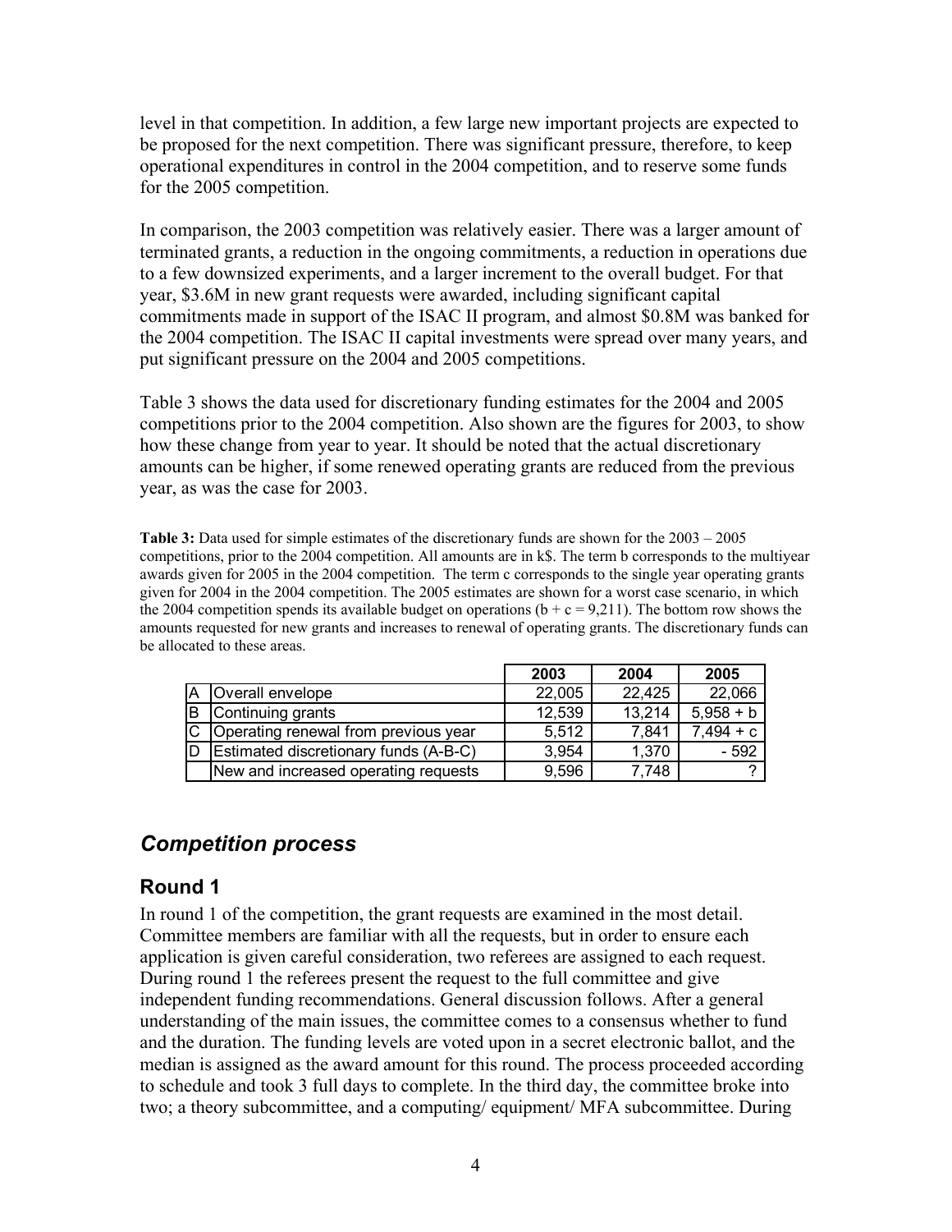level in that competition. In addition, a few large new important projects are expected to be proposed for the next competition. There was significant pressure, therefore, to keep operational expenditures in control in the 2004 competition, and to reserve some funds for the 2005 competition.

In comparison, the 2003 competition was relatively easier. There was a larger amount of terminated grants, a reduction in the ongoing commitments, a reduction in operations due to a few downsized experiments, and a larger increment to the overall budget. For that year, $3.6M in new grant requests were awarded, including significant capital commitments made in support of the ISAC II program, and almost $0.8M was banked for the 2004 competition. The ISAC II capital investments were spread over many years, and put significant pressure on the 2004 and 2005 competitions.

Table 3 shows the data used for discretionary funding estimates for the 2004 and 2005 competitions prior to the 2004 competition. Also shown are the figures for 2003, to show how these change from year to year. It should be noted that the actual discretionary amounts can be higher, if some renewed operating grants are reduced from the previous year, as was the case for 2003.

**Table 3:** Data used for simple estimates of the discretionary funds are shown for the 2003 – 2005 competitions, prior to the 2004 competition. All amounts are in k$. The term b corresponds to the multiyear awards given for 2005 in the 2004 competition. The term c corresponds to the single year operating grants given for 2004 in the 2004 competition. The 2005 estimates are shown for a worst case scenario, in which the 2004 competition spends its available budget on operations (b + c = 9,211). The bottom row shows the amounts requested for new grants and increases to renewal of operating grants. The discretionary funds can be allocated to these areas.

| | | 2003 | 2004 | 2005 |
|---|---|---|---|---|
| A | Overall envelope | 22,005 | 22,425 | 22,066 |
| B | Continuing grants | 12,539 | 13,214 | 5,958 + b |
| C | Operating renewal from previous year | 5,512 | 7,841 | 7,494 + c |
| D | Estimated discretionary funds (A-B-C) | 3,954 | 1,370 | - 592 |
| | New and increased operating requests | 9,596 | 7,748 | ? |

## *Competition process*

### Round 1

In round 1 of the competition, the grant requests are examined in the most detail. Committee members are familiar with all the requests, but in order to ensure each application is given careful consideration, two referees are assigned to each request. During round 1 the referees present the request to the full committee and give independent funding recommendations. General discussion follows. After a general understanding of the main issues, the committee comes to a consensus whether to fund and the duration. The funding levels are voted upon in a secret electronic ballot, and the median is assigned as the award amount for this round. The process proceeded according to schedule and took 3 full days to complete. In the third day, the committee broke into two; a theory subcommittee, and a computing/ equipment/ MFA subcommittee. During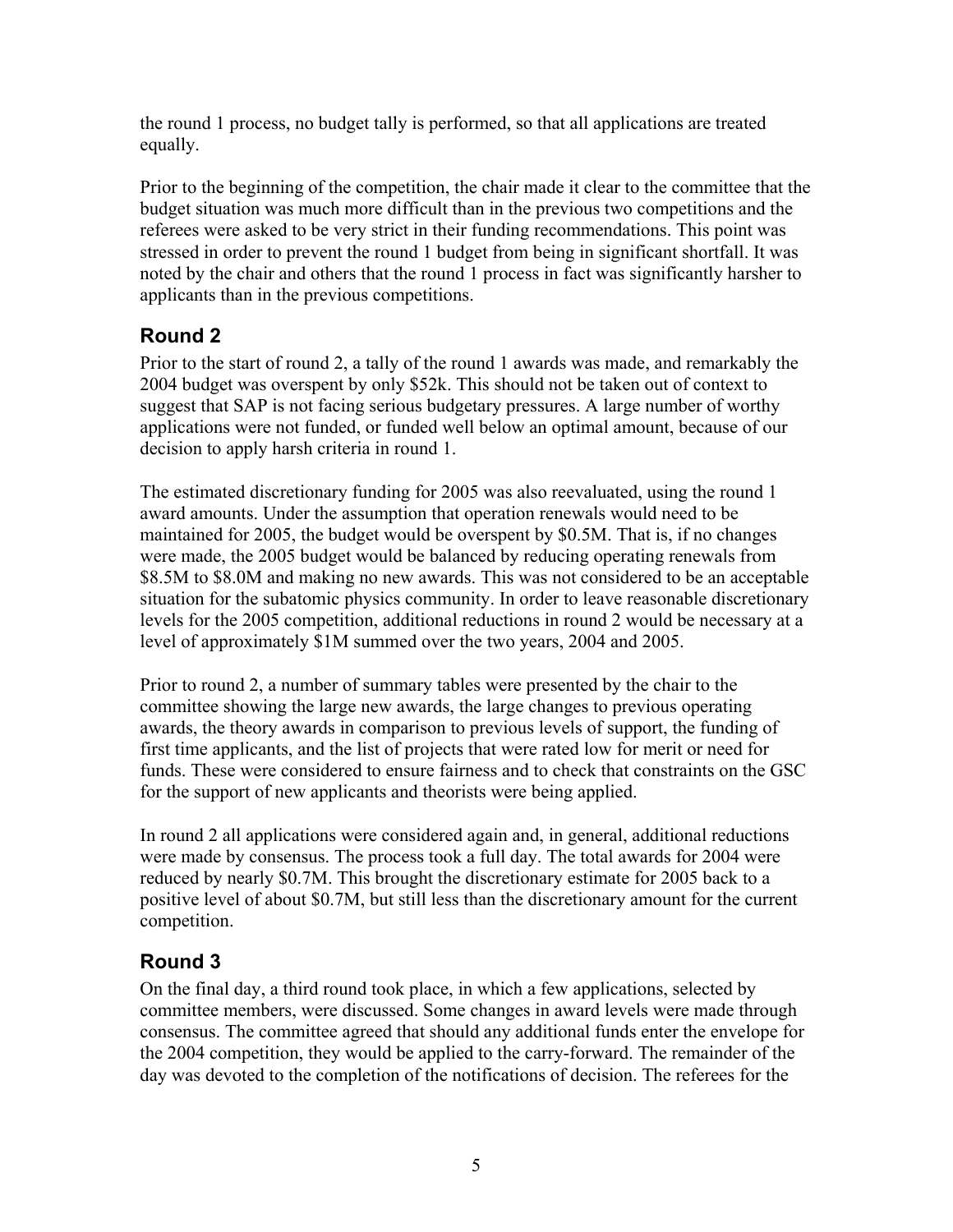the round 1 process, no budget tally is performed, so that all applications are treated equally.

Prior to the beginning of the competition, the chair made it clear to the committee that the budget situation was much more difficult than in the previous two competitions and the referees were asked to be very strict in their funding recommendations. This point was stressed in order to prevent the round 1 budget from being in significant shortfall. It was noted by the chair and others that the round 1 process in fact was significantly harsher to applicants than in the previous competitions.

## Round 2

Prior to the start of round 2, a tally of the round 1 awards was made, and remarkably the 2004 budget was overspent by only $52k. This should not be taken out of context to suggest that SAP is not facing serious budgetary pressures. A large number of worthy applications were not funded, or funded well below an optimal amount, because of our decision to apply harsh criteria in round 1.

The estimated discretionary funding for 2005 was also reevaluated, using the round 1 award amounts. Under the assumption that operation renewals would need to be maintained for 2005, the budget would be overspent by $0.5M. That is, if no changes were made, the 2005 budget would be balanced by reducing operating renewals from $8.5M to $8.0M and making no new awards. This was not considered to be an acceptable situation for the subatomic physics community. In order to leave reasonable discretionary levels for the 2005 competition, additional reductions in round 2 would be necessary at a level of approximately $1M summed over the two years, 2004 and 2005.

Prior to round 2, a number of summary tables were presented by the chair to the committee showing the large new awards, the large changes to previous operating awards, the theory awards in comparison to previous levels of support, the funding of first time applicants, and the list of projects that were rated low for merit or need for funds. These were considered to ensure fairness and to check that constraints on the GSC for the support of new applicants and theorists were being applied.

In round 2 all applications were considered again and, in general, additional reductions were made by consensus. The process took a full day. The total awards for 2004 were reduced by nearly $0.7M. This brought the discretionary estimate for 2005 back to a positive level of about $0.7M, but still less than the discretionary amount for the current competition.

## Round 3

On the final day, a third round took place, in which a few applications, selected by committee members, were discussed. Some changes in award levels were made through consensus. The committee agreed that should any additional funds enter the envelope for the 2004 competition, they would be applied to the carry-forward. The remainder of the day was devoted to the completion of the notifications of decision. The referees for the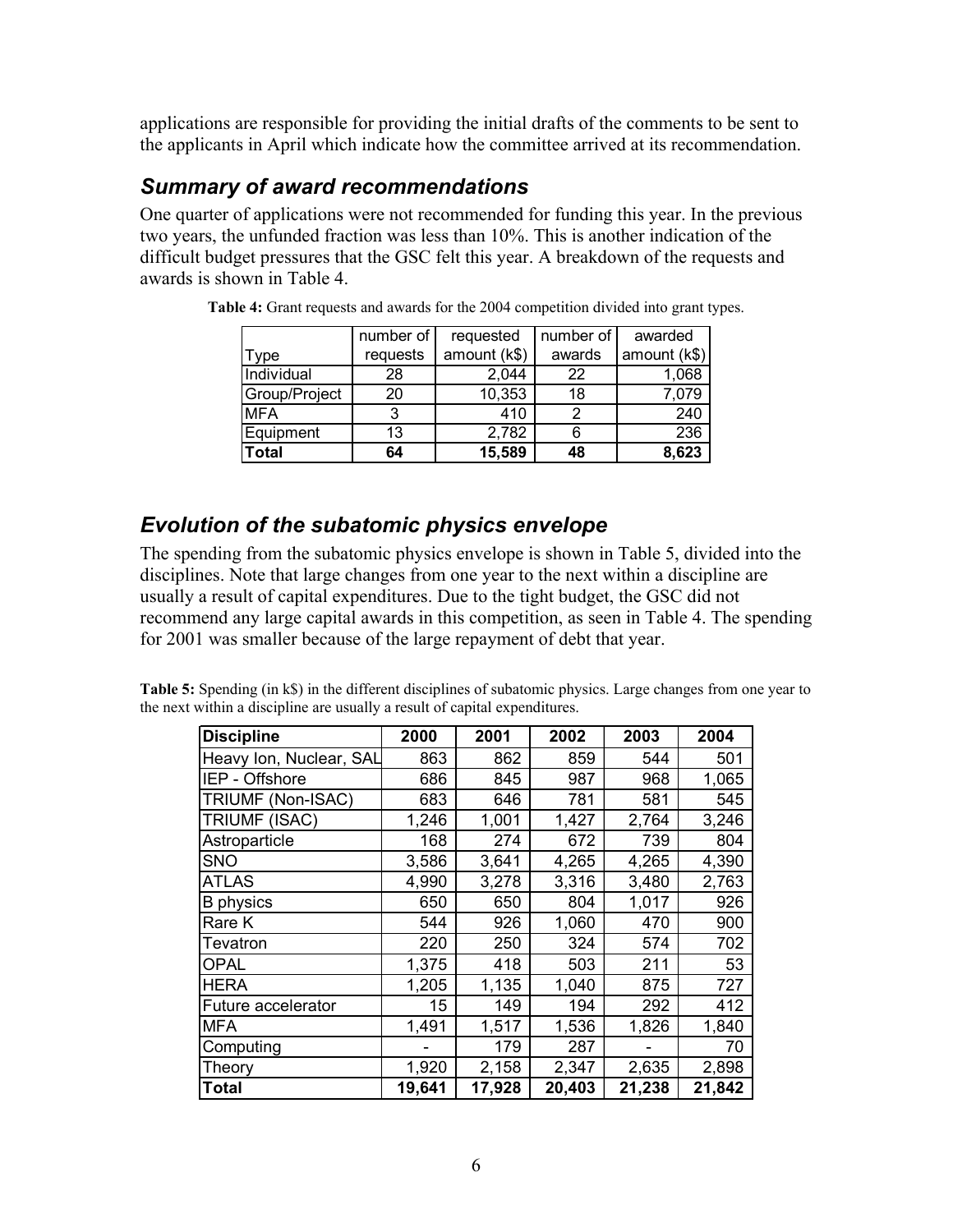applications are responsible for providing the initial drafts of the comments to be sent to the applicants in April which indicate how the committee arrived at its recommendation.

## *Summary of award recommendations*

One quarter of applications were not recommended for funding this year. In the previous two years, the unfunded fraction was less than 10%. This is another indication of the difficult budget pressures that the GSC felt this year. A breakdown of the requests and awards is shown in Table 4.

**Table 4:** Grant requests and awards for the 2004 competition divided into grant types.

| Type | number of requests | requested amount (k$) | number of awards | awarded amount (k$) |
|---|---|---|---|---|
| Individual | 28 | 2,044 | 22 | 1,068 |
| Group/Project | 20 | 10,353 | 18 | 7,079 |
| MFA | 3 | 410 | 2 | 240 |
| Equipment | 13 | 2,782 | 6 | 236 |
| **Total** | **64** | **15,589** | **48** | **8,623** |

## *Evolution of the subatomic physics envelope*

The spending from the subatomic physics envelope is shown in Table 5, divided into the disciplines. Note that large changes from one year to the next within a discipline are usually a result of capital expenditures. Due to the tight budget, the GSC did not recommend any large capital awards in this competition, as seen in Table 4. The spending for 2001 was smaller because of the large repayment of debt that year.

**Table 5:** Spending (in k$) in the different disciplines of subatomic physics. Large changes from one year to the next within a discipline are usually a result of capital expenditures.

| Discipline | 2000 | 2001 | 2002 | 2003 | 2004 |
|---|---|---|---|---|---|
| Heavy Ion, Nuclear, SAL | 863 | 862 | 859 | 544 | 501 |
| IEP - Offshore | 686 | 845 | 987 | 968 | 1,065 |
| TRIUMF (Non-ISAC) | 683 | 646 | 781 | 581 | 545 |
| TRIUMF (ISAC) | 1,246 | 1,001 | 1,427 | 2,764 | 3,246 |
| Astroparticle | 168 | 274 | 672 | 739 | 804 |
| SNO | 3,586 | 3,641 | 4,265 | 4,265 | 4,390 |
| ATLAS | 4,990 | 3,278 | 3,316 | 3,480 | 2,763 |
| B physics | 650 | 650 | 804 | 1,017 | 926 |
| Rare K | 544 | 926 | 1,060 | 470 | 900 |
| Tevatron | 220 | 250 | 324 | 574 | 702 |
| OPAL | 1,375 | 418 | 503 | 211 | 53 |
| HERA | 1,205 | 1,135 | 1,040 | 875 | 727 |
| Future accelerator | 15 | 149 | 194 | 292 | 412 |
| MFA | 1,491 | 1,517 | 1,536 | 1,826 | 1,840 |
| Computing | - | 179 | 287 | - | 70 |
| Theory | 1,920 | 2,158 | 2,347 | 2,635 | 2,898 |
| **Total** | **19,641** | **17,928** | **20,403** | **21,238** | **21,842** |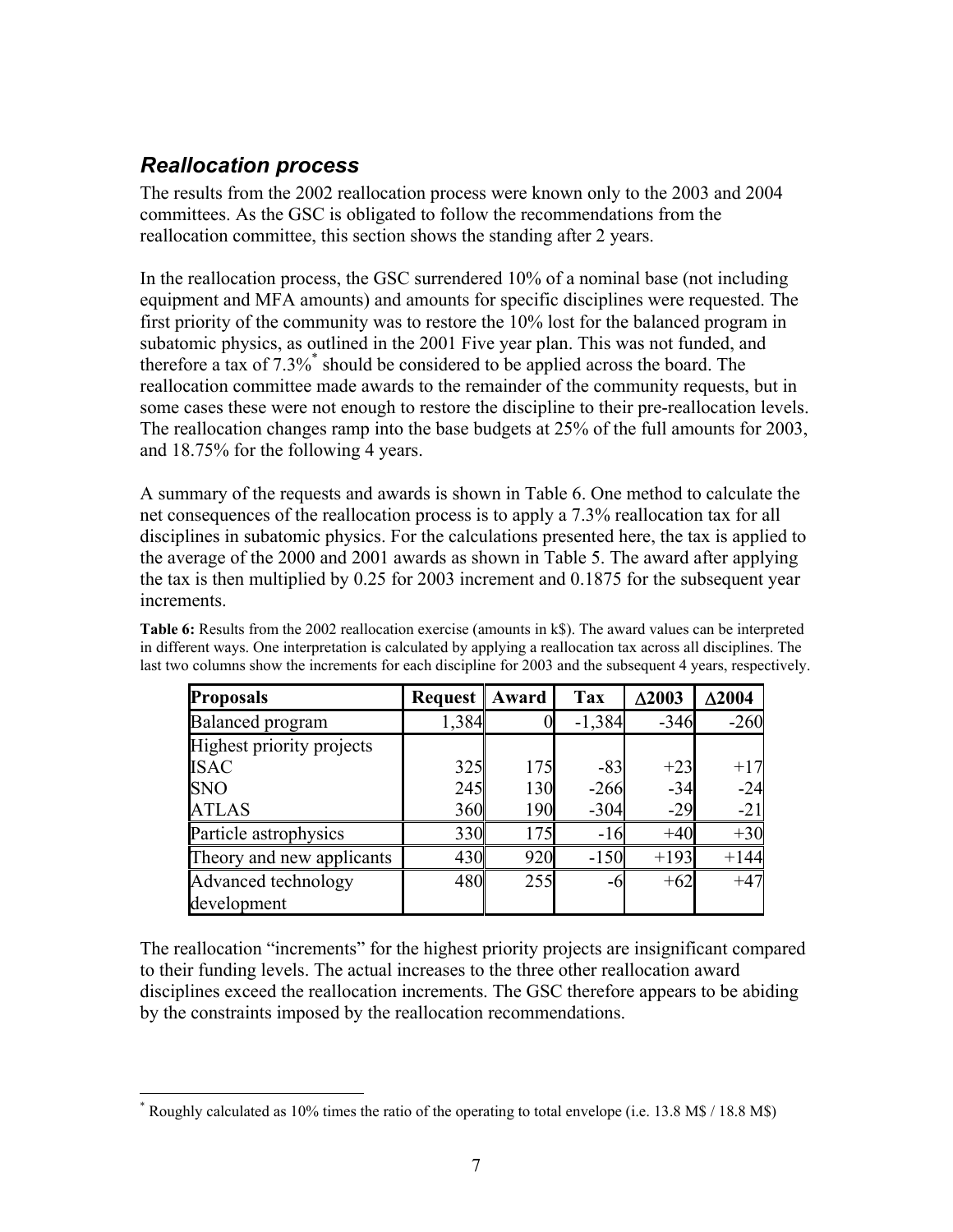## *Reallocation process*

The results from the 2002 reallocation process were known only to the 2003 and 2004 committees. As the GSC is obligated to follow the recommendations from the reallocation committee, this section shows the standing after 2 years.

In the reallocation process, the GSC surrendered 10% of a nominal base (not including equipment and MFA amounts) and amounts for specific disciplines were requested. The first priority of the community was to restore the 10% lost for the balanced program in subatomic physics, as outlined in the 2001 Five year plan. This was not funded, and therefore a tax of 7.3%* should be considered to be applied across the board. The reallocation committee made awards to the remainder of the community requests, but in some cases these were not enough to restore the discipline to their pre-reallocation levels. The reallocation changes ramp into the base budgets at 25% of the full amounts for 2003, and 18.75% for the following 4 years.

A summary of the requests and awards is shown in Table 6. One method to calculate the net consequences of the reallocation process is to apply a 7.3% reallocation tax for all disciplines in subatomic physics. For the calculations presented here, the tax is applied to the average of the 2000 and 2001 awards as shown in Table 5. The award after applying the tax is then multiplied by 0.25 for 2003 increment and 0.1875 for the subsequent year increments.

**Table 6:** Results from the 2002 reallocation exercise (amounts in k$). The award values can be interpreted in different ways. One interpretation is calculated by applying a reallocation tax across all disciplines. The last two columns show the increments for each discipline for 2003 and the subsequent 4 years, respectively.

| Proposals | Request | Award | Tax | Δ2003 | Δ2004 |
|---|---|---|---|---|---|
| Balanced program | 1,384 | 0 | -1,384 | -346 | -260 |
| Highest priority projects | | | | | |
| ISAC | 325 | 175 | -83 | +23 | +17 |
| SNO | 245 | 130 | -266 | -34 | -24 |
| ATLAS | 360 | 190 | -304 | -29 | -21 |
| Particle astrophysics | 330 | 175 | -16 | +40 | +30 |
| Theory and new applicants | 430 | 920 | -150 | +193 | +144 |
| Advanced technology development | 480 | 255 | -6 | +62 | +47 |

The reallocation "increments" for the highest priority projects are insignificant compared to their funding levels. The actual increases to the three other reallocation award disciplines exceed the reallocation increments. The GSC therefore appears to be abiding by the constraints imposed by the reallocation recommendations.

---

* Roughly calculated as 10% times the ratio of the operating to total envelope (i.e. 13.8 M$ / 18.8 M$)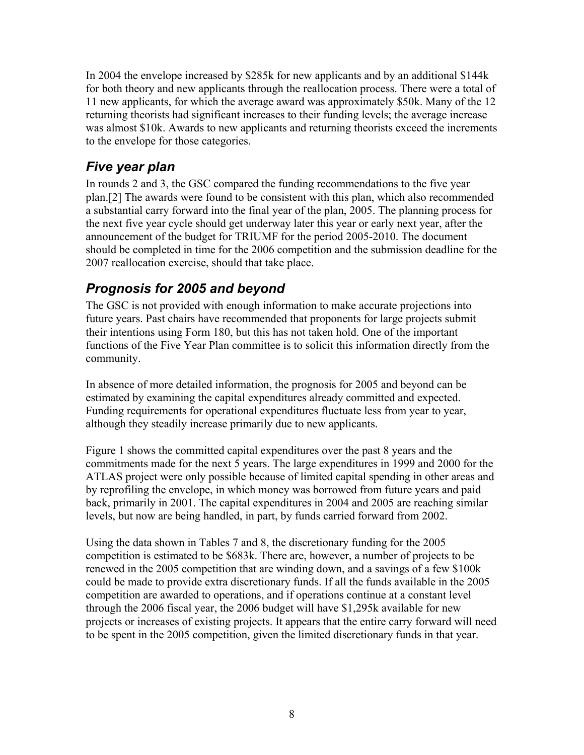In 2004 the envelope increased by $285k for new applicants and by an additional $144k for both theory and new applicants through the reallocation process. There were a total of 11 new applicants, for which the average award was approximately $50k. Many of the 12 returning theorists had significant increases to their funding levels; the average increase was almost $10k. Awards to new applicants and returning theorists exceed the increments to the envelope for those categories.

## *Five year plan*

In rounds 2 and 3, the GSC compared the funding recommendations to the five year plan.[2] The awards were found to be consistent with this plan, which also recommended a substantial carry forward into the final year of the plan, 2005. The planning process for the next five year cycle should get underway later this year or early next year, after the announcement of the budget for TRIUMF for the period 2005-2010. The document should be completed in time for the 2006 competition and the submission deadline for the 2007 reallocation exercise, should that take place.

## *Prognosis for 2005 and beyond*

The GSC is not provided with enough information to make accurate projections into future years. Past chairs have recommended that proponents for large projects submit their intentions using Form 180, but this has not taken hold. One of the important functions of the Five Year Plan committee is to solicit this information directly from the community.

In absence of more detailed information, the prognosis for 2005 and beyond can be estimated by examining the capital expenditures already committed and expected. Funding requirements for operational expenditures fluctuate less from year to year, although they steadily increase primarily due to new applicants.

Figure 1 shows the committed capital expenditures over the past 8 years and the commitments made for the next 5 years. The large expenditures in 1999 and 2000 for the ATLAS project were only possible because of limited capital spending in other areas and by reprofiling the envelope, in which money was borrowed from future years and paid back, primarily in 2001. The capital expenditures in 2004 and 2005 are reaching similar levels, but now are being handled, in part, by funds carried forward from 2002.

Using the data shown in Tables 7 and 8, the discretionary funding for the 2005 competition is estimated to be $683k. There are, however, a number of projects to be renewed in the 2005 competition that are winding down, and a savings of a few $100k could be made to provide extra discretionary funds. If all the funds available in the 2005 competition are awarded to operations, and if operations continue at a constant level through the 2006 fiscal year, the 2006 budget will have $1,295k available for new projects or increases of existing projects. It appears that the entire carry forward will need to be spent in the 2005 competition, given the limited discretionary funds in that year.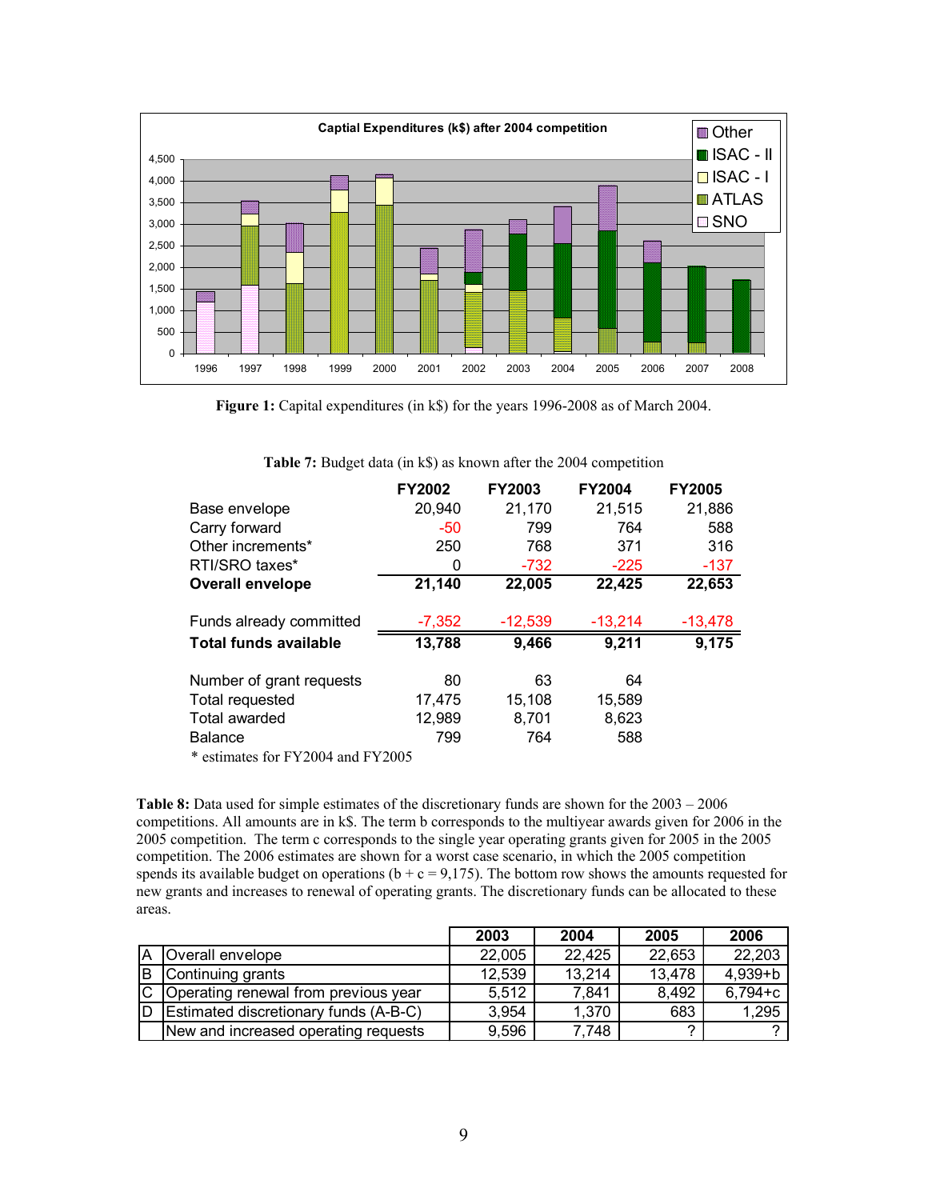**Figure 1:** Capital expenditures (in k$) for the years 1996-2008 as of March 2004.

**Table 7:** Budget data (in k$) as known after the 2004 competition

| | FY2002 | FY2003 | FY2004 | FY2005 |
|---|---|---|---|---|
| Base envelope | 20,940 | 21,170 | 21,515 | 21,886 |
| Carry forward | -50 | 799 | 764 | 588 |
| Other increments* | 250 | 768 | 371 | 316 |
| RTI/SRO taxes* | 0 | -732 | -225 | -137 |
| **Overall envelope** | **21,140** | **22,005** | **22,425** | **22,653** |
| Funds already committed | -7,352 | -12,539 | -13,214 | -13,478 |
| **Total funds available** | **13,788** | **9,466** | **9,211** | **9,175** |
| Number of grant requests | 80 | 63 | 64 | |
| Total requested | 17,475 | 15,108 | 15,589 | |
| Total awarded | 12,989 | 8,701 | 8,623 | |
| Balance | 799 | 764 | 588 | |

\* estimates for FY2004 and FY2005

**Table 8:** Data used for simple estimates of the discretionary funds are shown for the 2003 – 2006 competitions. All amounts are in k$. The term b corresponds to the multiyear awards given for 2006 in the 2005 competition. The term c corresponds to the single year operating grants given for 2005 in the 2005 competition. The 2006 estimates are shown for a worst case scenario, in which the 2005 competition spends its available budget on operations (b + c = 9,175). The bottom row shows the amounts requested for new grants and increases to renewal of operating grants. The discretionary funds can be allocated to these areas.

| | | 2003 | 2004 | 2005 | 2006 |
|---|---|---|---|---|---|
| A | Overall envelope | 22,005 | 22,425 | 22,653 | 22,203 |
| B | Continuing grants | 12,539 | 13,214 | 13,478 | 4,939+b |
| C | Operating renewal from previous year | 5,512 | 7,841 | 8,492 | 6,794+c |
| D | Estimated discretionary funds (A-B-C) | 3,954 | 1,370 | 683 | 1,295 |
| | New and increased operating requests | 9,596 | 7,748 | ? | ? |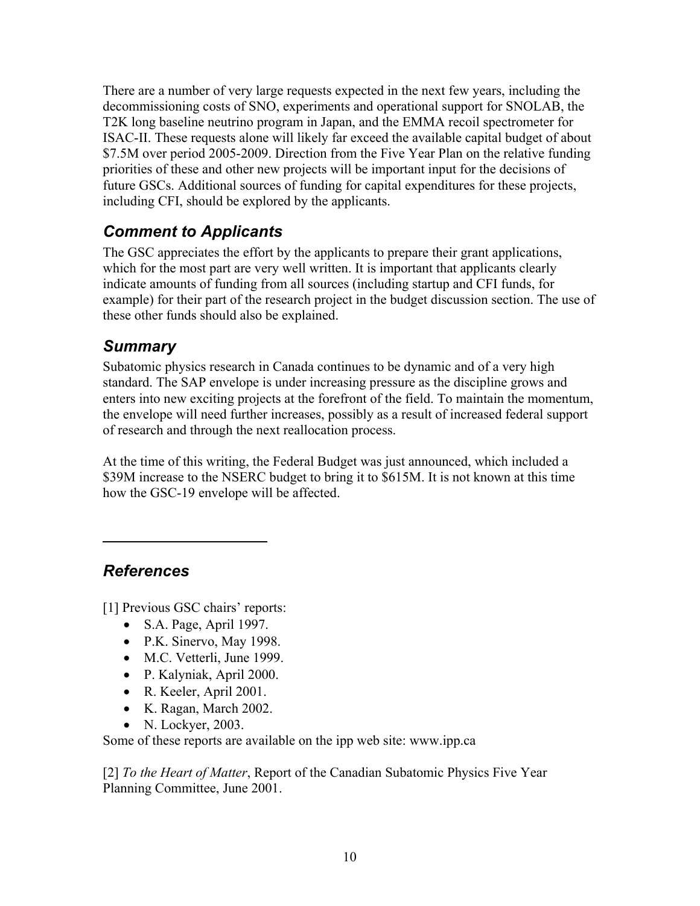There are a number of very large requests expected in the next few years, including the decommissioning costs of SNO, experiments and operational support for SNOLAB, the T2K long baseline neutrino program in Japan, and the EMMA recoil spectrometer for ISAC-II. These requests alone will likely far exceed the available capital budget of about $7.5M over period 2005-2009. Direction from the Five Year Plan on the relative funding priorities of these and other new projects will be important input for the decisions of future GSCs. Additional sources of funding for capital expenditures for these projects, including CFI, should be explored by the applicants.

## *Comment to Applicants*

The GSC appreciates the effort by the applicants to prepare their grant applications, which for the most part are very well written. It is important that applicants clearly indicate amounts of funding from all sources (including startup and CFI funds, for example) for their part of the research project in the budget discussion section. The use of these other funds should also be explained.

## *Summary*

Subatomic physics research in Canada continues to be dynamic and of a very high standard. The SAP envelope is under increasing pressure as the discipline grows and enters into new exciting projects at the forefront of the field. To maintain the momentum, the envelope will need further increases, possibly as a result of increased federal support of research and through the next reallocation process.

At the time of this writing, the Federal Budget was just announced, which included a $39M increase to the NSERC budget to bring it to $615M. It is not known at this time how the GSC-19 envelope will be affected.

---

## *References*

[1] Previous GSC chairs' reports:

- S.A. Page, April 1997.
- P.K. Sinervo, May 1998.
- M.C. Vetterli, June 1999.
- P. Kalyniak, April 2000.
- R. Keeler, April 2001.
- K. Ragan, March 2002.
- N. Lockyer, 2003.

Some of these reports are available on the ipp web site: www.ipp.ca

[2] *To the Heart of Matter*, Report of the Canadian Subatomic Physics Five Year Planning Committee, June 2001.